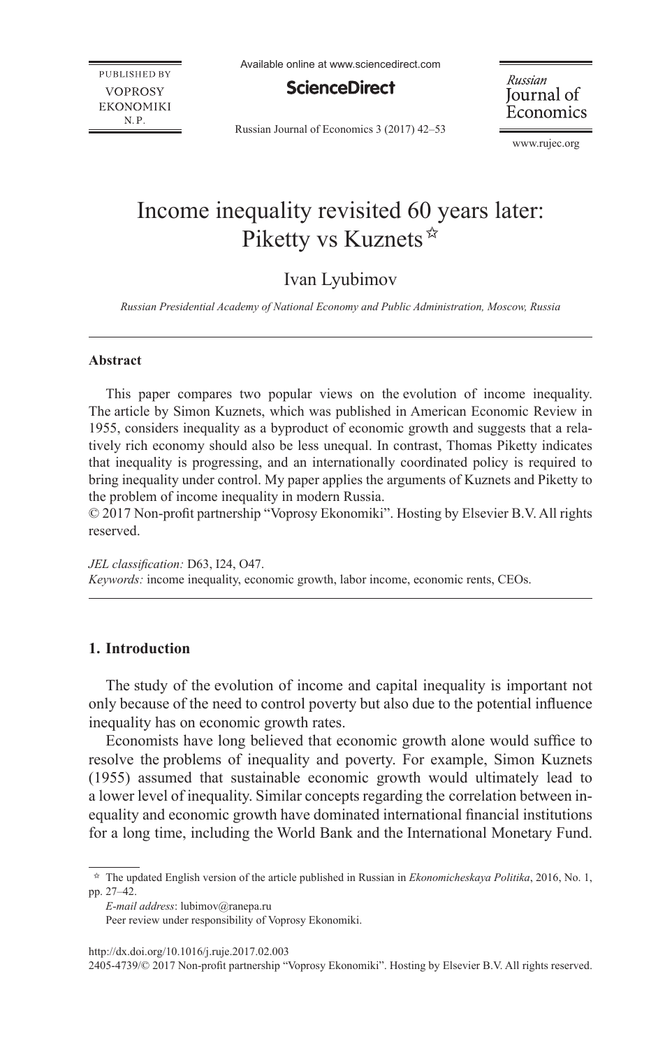# Income inequality revisited 60 years later: Piketty vs Kuznets ☆

Ivan Lyubimov

*Russian Presidential Academy of National Economy and Public Administration, Moscow, Russia*

---

**Abstract**

This paper compares two popular views on the evolution of income inequality. The article by Simon Kuznets, which was published in American Economic Review in 1955, considers inequality as a byproduct of economic growth and suggests that a relatively rich economy should also be less unequal. In contrast, Thomas Piketty indicates that inequality is progressing, and an internationally coordinated policy is required to bring inequality under control. My paper applies the arguments of Kuznets and Piketty to the problem of income inequality in modern Russia.

© 2017 Non-profit partnership "Voprosy Ekonomiki". Hosting by Elsevier B.V. All rights reserved.

*JEL classification:* D63, I24, O47.

*Keywords:* income inequality, economic growth, labor income, economic rents, CEOs.

---

## 1. Introduction

The study of the evolution of income and capital inequality is important not only because of the need to control poverty but also due to the potential influence inequality has on economic growth rates.

Economists have long believed that economic growth alone would suffice to resolve the problems of inequality and poverty. For example, Simon Kuznets (1955) assumed that sustainable economic growth would ultimately lead to a lower level of inequality. Similar concepts regarding the correlation between inequality and economic growth have dominated international financial institutions for a long time, including the World Bank and the International Monetary Fund.

---

☆ The updated English version of the article published in Russian in *Ekonomicheskaya Politika*, 2016, No. 1, pp. 27–42.

*E-mail address*: lubimov@ranepa.ru

Peer review under responsibility of Voprosy Ekonomiki.

http://dx.doi.org/10.1016/j.ruje.2017.02.003

2405-4739/© 2017 Non-profit partnership "Voprosy Ekonomiki". Hosting by Elsevier B.V. All rights reserved.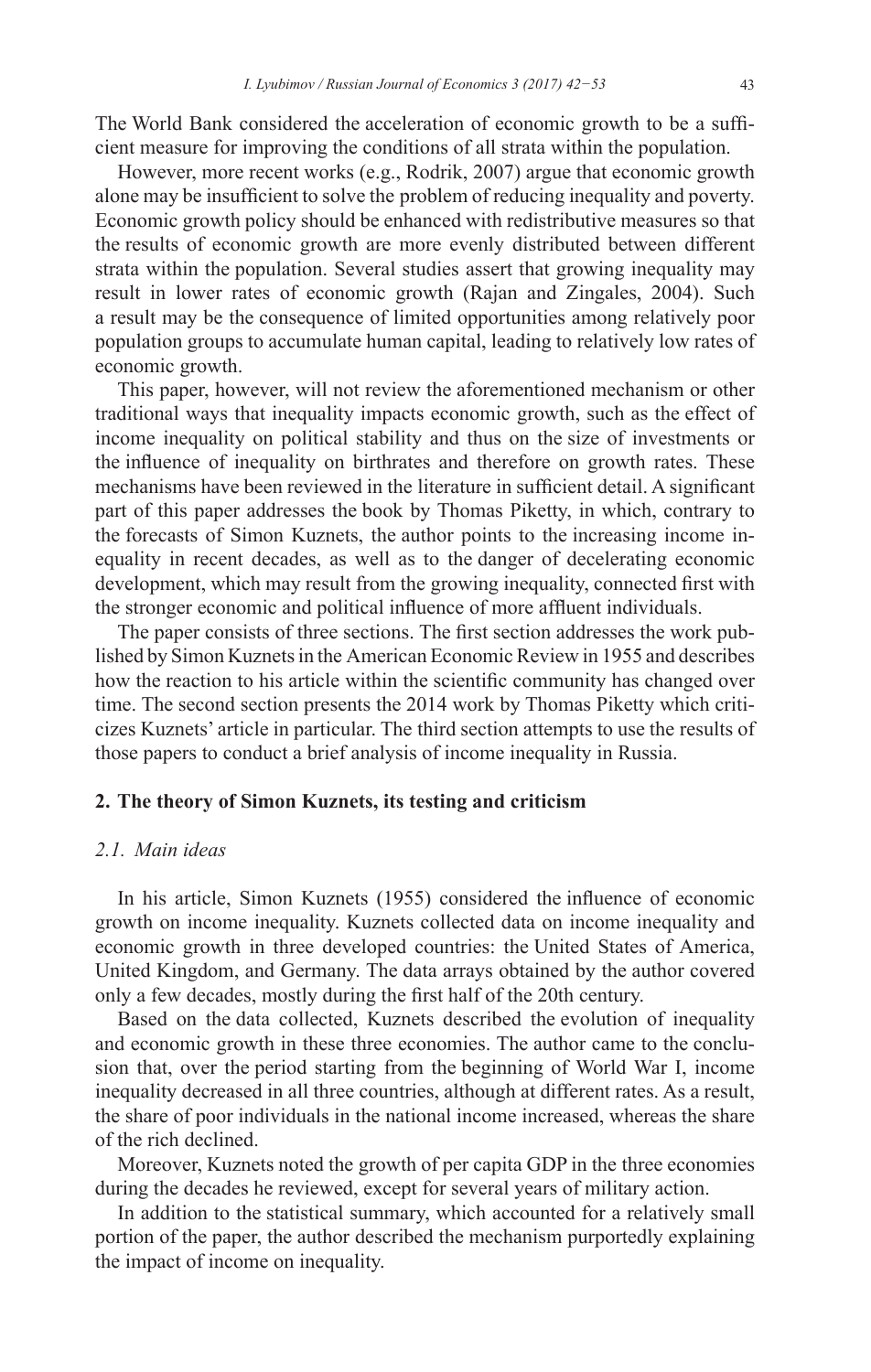The World Bank considered the acceleration of economic growth to be a sufficient measure for improving the conditions of all strata within the population.

However, more recent works (e.g., Rodrik, 2007) argue that economic growth alone may be insufficient to solve the problem of reducing inequality and poverty. Economic growth policy should be enhanced with redistributive measures so that the results of economic growth are more evenly distributed between different strata within the population. Several studies assert that growing inequality may result in lower rates of economic growth (Rajan and Zingales, 2004). Such a result may be the consequence of limited opportunities among relatively poor population groups to accumulate human capital, leading to relatively low rates of economic growth.

This paper, however, will not review the aforementioned mechanism or other traditional ways that inequality impacts economic growth, such as the effect of income inequality on political stability and thus on the size of investments or the influence of inequality on birthrates and therefore on growth rates. These mechanisms have been reviewed in the literature in sufficient detail. A significant part of this paper addresses the book by Thomas Piketty, in which, contrary to the forecasts of Simon Kuznets, the author points to the increasing income inequality in recent decades, as well as to the danger of decelerating economic development, which may result from the growing inequality, connected first with the stronger economic and political influence of more affluent individuals.

The paper consists of three sections. The first section addresses the work published by Simon Kuznets in the American Economic Review in 1955 and describes how the reaction to his article within the scientific community has changed over time. The second section presents the 2014 work by Thomas Piketty which criticizes Kuznets' article in particular. The third section attempts to use the results of those papers to conduct a brief analysis of income inequality in Russia.

## 2. The theory of Simon Kuznets, its testing and criticism

### *2.1. Main ideas*

In his article, Simon Kuznets (1955) considered the influence of economic growth on income inequality. Kuznets collected data on income inequality and economic growth in three developed countries: the United States of America, United Kingdom, and Germany. The data arrays obtained by the author covered only a few decades, mostly during the first half of the 20th century.

Based on the data collected, Kuznets described the evolution of inequality and economic growth in these three economies. The author came to the conclusion that, over the period starting from the beginning of World War I, income inequality decreased in all three countries, although at different rates. As a result, the share of poor individuals in the national income increased, whereas the share of the rich declined.

Moreover, Kuznets noted the growth of per capita GDP in the three economies during the decades he reviewed, except for several years of military action.

In addition to the statistical summary, which accounted for a relatively small portion of the paper, the author described the mechanism purportedly explaining the impact of income on inequality.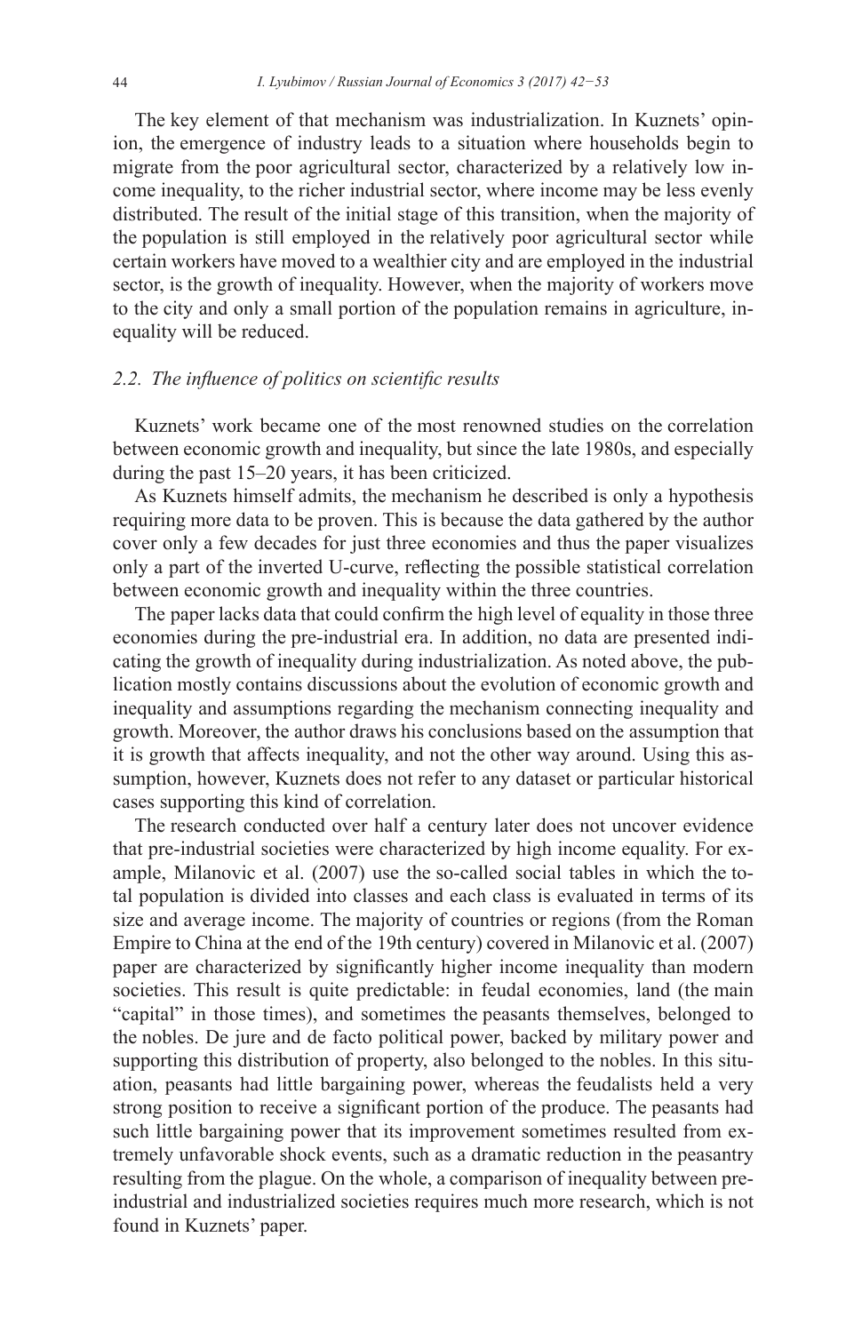The key element of that mechanism was industrialization. In Kuznets' opinion, the emergence of industry leads to a situation where households begin to migrate from the poor agricultural sector, characterized by a relatively low income inequality, to the richer industrial sector, where income may be less evenly distributed. The result of the initial stage of this transition, when the majority of the population is still employed in the relatively poor agricultural sector while certain workers have moved to a wealthier city and are employed in the industrial sector, is the growth of inequality. However, when the majority of workers move to the city and only a small portion of the population remains in agriculture, inequality will be reduced.

### *2.2. The influence of politics on scientific results*

Kuznets' work became one of the most renowned studies on the correlation between economic growth and inequality, but since the late 1980s, and especially during the past 15–20 years, it has been criticized.

As Kuznets himself admits, the mechanism he described is only a hypothesis requiring more data to be proven. This is because the data gathered by the author cover only a few decades for just three economies and thus the paper visualizes only a part of the inverted U-curve, reflecting the possible statistical correlation between economic growth and inequality within the three countries.

The paper lacks data that could confirm the high level of equality in those three economies during the pre-industrial era. In addition, no data are presented indicating the growth of inequality during industrialization. As noted above, the publication mostly contains discussions about the evolution of economic growth and inequality and assumptions regarding the mechanism connecting inequality and growth. Moreover, the author draws his conclusions based on the assumption that it is growth that affects inequality, and not the other way around. Using this assumption, however, Kuznets does not refer to any dataset or particular historical cases supporting this kind of correlation.

The research conducted over half a century later does not uncover evidence that pre-industrial societies were characterized by high income equality. For example, Milanovic et al. (2007) use the so-called social tables in which the total population is divided into classes and each class is evaluated in terms of its size and average income. The majority of countries or regions (from the Roman Empire to China at the end of the 19th century) covered in Milanovic et al. (2007) paper are characterized by significantly higher income inequality than modern societies. This result is quite predictable: in feudal economies, land (the main "capital" in those times), and sometimes the peasants themselves, belonged to the nobles. De jure and de facto political power, backed by military power and supporting this distribution of property, also belonged to the nobles. In this situation, peasants had little bargaining power, whereas the feudalists held a very strong position to receive a significant portion of the produce. The peasants had such little bargaining power that its improvement sometimes resulted from extremely unfavorable shock events, such as a dramatic reduction in the peasantry resulting from the plague. On the whole, a comparison of inequality between pre-industrial and industrialized societies requires much more research, which is not found in Kuznets' paper.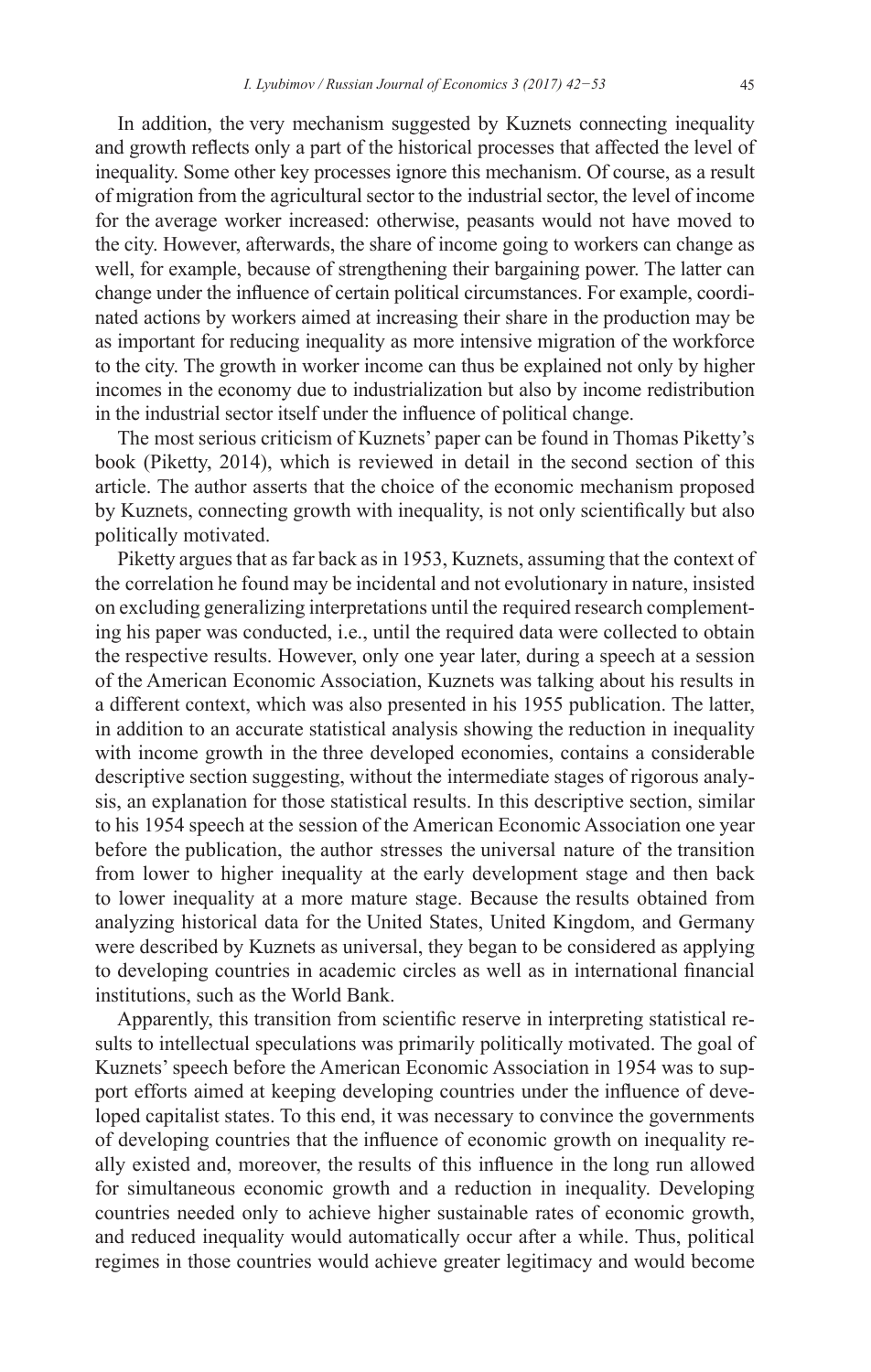In addition, the very mechanism suggested by Kuznets connecting inequality and growth reflects only a part of the historical processes that affected the level of inequality. Some other key processes ignore this mechanism. Of course, as a result of migration from the agricultural sector to the industrial sector, the level of income for the average worker increased: otherwise, peasants would not have moved to the city. However, afterwards, the share of income going to workers can change as well, for example, because of strengthening their bargaining power. The latter can change under the influence of certain political circumstances. For example, coordinated actions by workers aimed at increasing their share in the production may be as important for reducing inequality as more intensive migration of the workforce to the city. The growth in worker income can thus be explained not only by higher incomes in the economy due to industrialization but also by income redistribution in the industrial sector itself under the influence of political change.

The most serious criticism of Kuznets' paper can be found in Thomas Piketty's book (Piketty, 2014), which is reviewed in detail in the second section of this article. The author asserts that the choice of the economic mechanism proposed by Kuznets, connecting growth with inequality, is not only scientifically but also politically motivated.

Piketty argues that as far back as in 1953, Kuznets, assuming that the context of the correlation he found may be incidental and not evolutionary in nature, insisted on excluding generalizing interpretations until the required research complementing his paper was conducted, i.e., until the required data were collected to obtain the respective results. However, only one year later, during a speech at a session of the American Economic Association, Kuznets was talking about his results in a different context, which was also presented in his 1955 publication. The latter, in addition to an accurate statistical analysis showing the reduction in inequality with income growth in the three developed economies, contains a considerable descriptive section suggesting, without the intermediate stages of rigorous analysis, an explanation for those statistical results. In this descriptive section, similar to his 1954 speech at the session of the American Economic Association one year before the publication, the author stresses the universal nature of the transition from lower to higher inequality at the early development stage and then back to lower inequality at a more mature stage. Because the results obtained from analyzing historical data for the United States, United Kingdom, and Germany were described by Kuznets as universal, they began to be considered as applying to developing countries in academic circles as well as in international financial institutions, such as the World Bank.

Apparently, this transition from scientific reserve in interpreting statistical results to intellectual speculations was primarily politically motivated. The goal of Kuznets' speech before the American Economic Association in 1954 was to support efforts aimed at keeping developing countries under the influence of developed capitalist states. To this end, it was necessary to convince the governments of developing countries that the influence of economic growth on inequality really existed and, moreover, the results of this influence in the long run allowed for simultaneous economic growth and a reduction in inequality. Developing countries needed only to achieve higher sustainable rates of economic growth, and reduced inequality would automatically occur after a while. Thus, political regimes in those countries would achieve greater legitimacy and would become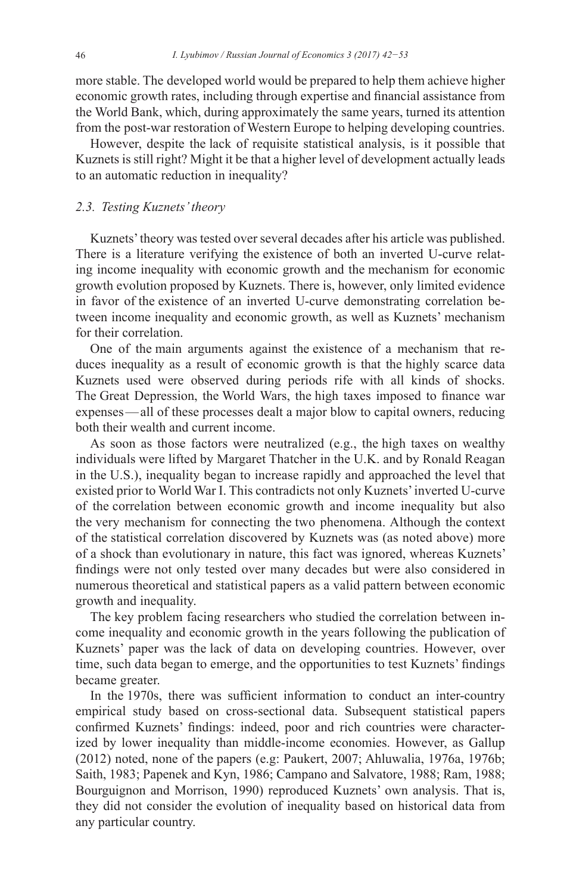more stable. The developed world would be prepared to help them achieve higher economic growth rates, including through expertise and financial assistance from the World Bank, which, during approximately the same years, turned its attention from the post-war restoration of Western Europe to helping developing countries.

However, despite the lack of requisite statistical analysis, is it possible that Kuznets is still right? Might it be that a higher level of development actually leads to an automatic reduction in inequality?

### *2.3. Testing Kuznets' theory*

Kuznets' theory was tested over several decades after his article was published. There is a literature verifying the existence of both an inverted U-curve relating income inequality with economic growth and the mechanism for economic growth evolution proposed by Kuznets. There is, however, only limited evidence in favor of the existence of an inverted U-curve demonstrating correlation between income inequality and economic growth, as well as Kuznets' mechanism for their correlation.

One of the main arguments against the existence of a mechanism that reduces inequality as a result of economic growth is that the highly scarce data Kuznets used were observed during periods rife with all kinds of shocks. The Great Depression, the World Wars, the high taxes imposed to finance war expenses — all of these processes dealt a major blow to capital owners, reducing both their wealth and current income.

As soon as those factors were neutralized (e.g., the high taxes on wealthy individuals were lifted by Margaret Thatcher in the U.K. and by Ronald Reagan in the U.S.), inequality began to increase rapidly and approached the level that existed prior to World War I. This contradicts not only Kuznets' inverted U-curve of the correlation between economic growth and income inequality but also the very mechanism for connecting the two phenomena. Although the context of the statistical correlation discovered by Kuznets was (as noted above) more of a shock than evolutionary in nature, this fact was ignored, whereas Kuznets' findings were not only tested over many decades but were also considered in numerous theoretical and statistical papers as a valid pattern between economic growth and inequality.

The key problem facing researchers who studied the correlation between income inequality and economic growth in the years following the publication of Kuznets' paper was the lack of data on developing countries. However, over time, such data began to emerge, and the opportunities to test Kuznets' findings became greater.

In the 1970s, there was sufficient information to conduct an inter-country empirical study based on cross-sectional data. Subsequent statistical papers confirmed Kuznets' findings: indeed, poor and rich countries were characterized by lower inequality than middle-income economies. However, as Gallup (2012) noted, none of the papers (e.g: Paukert, 2007; Ahluwalia, 1976a, 1976b; Saith, 1983; Papenek and Kyn, 1986; Campano and Salvatore, 1988; Ram, 1988; Bourguignon and Morrison, 1990) reproduced Kuznets' own analysis. That is, they did not consider the evolution of inequality based on historical data from any particular country.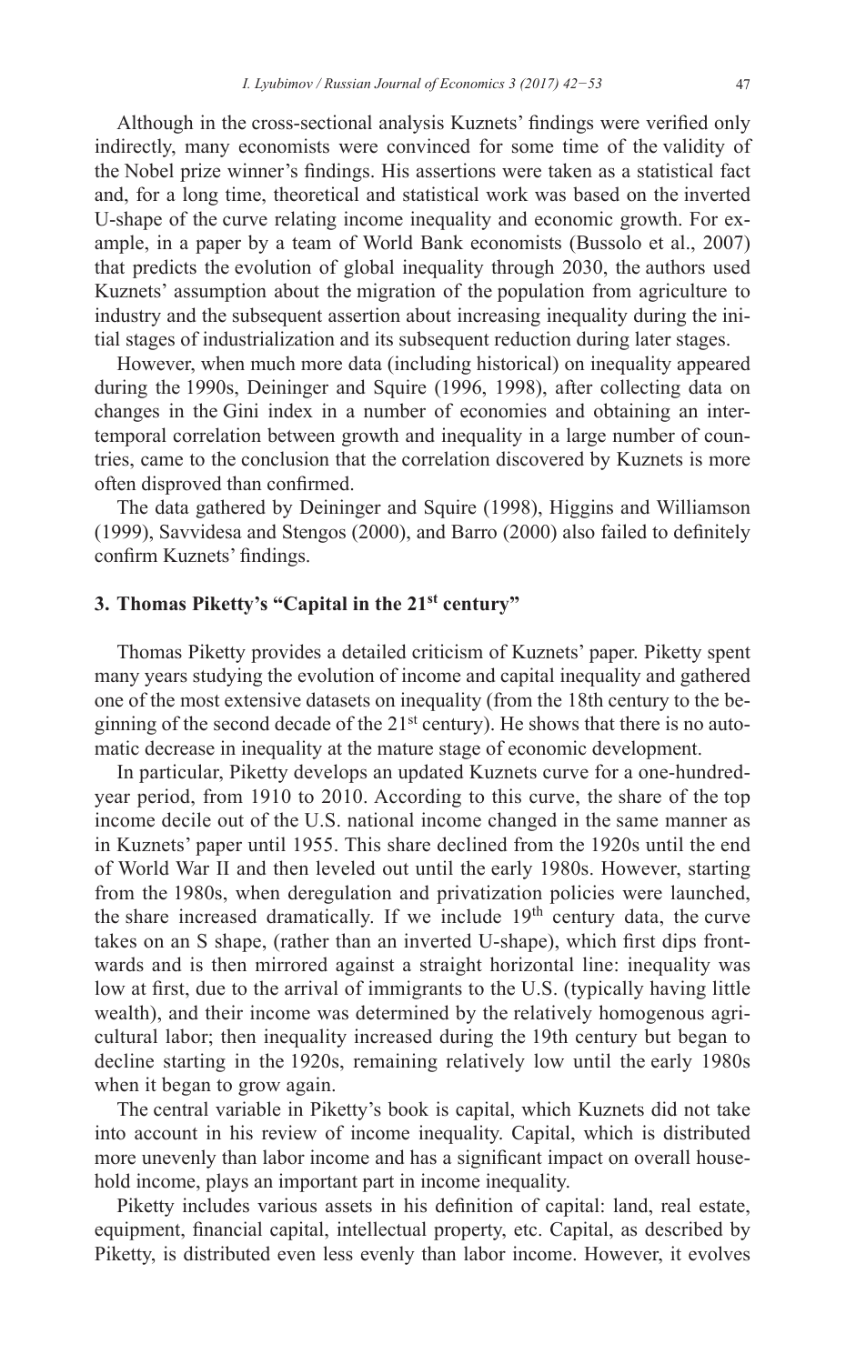Although in the cross-sectional analysis Kuznets' findings were verified only indirectly, many economists were convinced for some time of the validity of the Nobel prize winner's findings. His assertions were taken as a statistical fact and, for a long time, theoretical and statistical work was based on the inverted U-shape of the curve relating income inequality and economic growth. For example, in a paper by a team of World Bank economists (Bussolo et al., 2007) that predicts the evolution of global inequality through 2030, the authors used Kuznets' assumption about the migration of the population from agriculture to industry and the subsequent assertion about increasing inequality during the initial stages of industrialization and its subsequent reduction during later stages.

However, when much more data (including historical) on inequality appeared during the 1990s, Deininger and Squire (1996, 1998), after collecting data on changes in the Gini index in a number of economies and obtaining an intertemporal correlation between growth and inequality in a large number of countries, came to the conclusion that the correlation discovered by Kuznets is more often disproved than confirmed.

The data gathered by Deininger and Squire (1998), Higgins and Williamson (1999), Savvidesa and Stengos (2000), and Barro (2000) also failed to definitely confirm Kuznets' findings.

## 3. Thomas Piketty's "Capital in the 21st century"

Thomas Piketty provides a detailed criticism of Kuznets' paper. Piketty spent many years studying the evolution of income and capital inequality and gathered one of the most extensive datasets on inequality (from the 18th century to the beginning of the second decade of the 21st century). He shows that there is no automatic decrease in inequality at the mature stage of economic development.

In particular, Piketty develops an updated Kuznets curve for a one-hundred-year period, from 1910 to 2010. According to this curve, the share of the top income decile out of the U.S. national income changed in the same manner as in Kuznets' paper until 1955. This share declined from the 1920s until the end of World War II and then leveled out until the early 1980s. However, starting from the 1980s, when deregulation and privatization policies were launched, the share increased dramatically. If we include 19th century data, the curve takes on an S shape, (rather than an inverted U-shape), which first dips frontwards and is then mirrored against a straight horizontal line: inequality was low at first, due to the arrival of immigrants to the U.S. (typically having little wealth), and their income was determined by the relatively homogenous agricultural labor; then inequality increased during the 19th century but began to decline starting in the 1920s, remaining relatively low until the early 1980s when it began to grow again.

The central variable in Piketty's book is capital, which Kuznets did not take into account in his review of income inequality. Capital, which is distributed more unevenly than labor income and has a significant impact on overall household income, plays an important part in income inequality.

Piketty includes various assets in his definition of capital: land, real estate, equipment, financial capital, intellectual property, etc. Capital, as described by Piketty, is distributed even less evenly than labor income. However, it evolves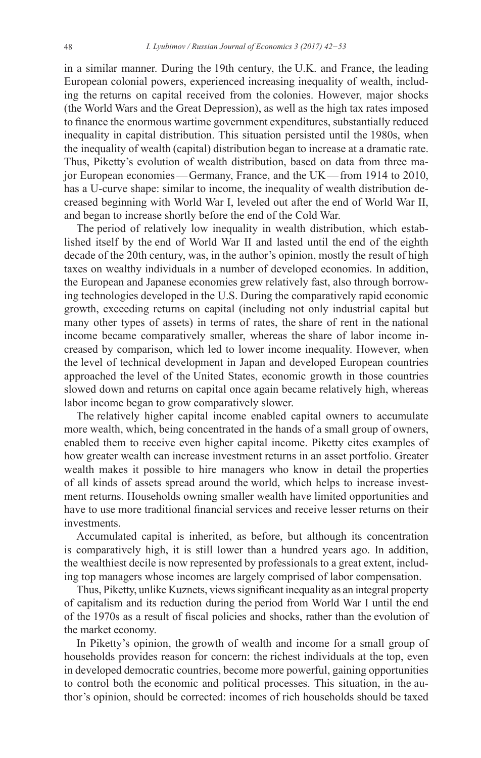in a similar manner. During the 19th century, the U.K. and France, the leading European colonial powers, experienced increasing inequality of wealth, including the returns on capital received from the colonies. However, major shocks (the World Wars and the Great Depression), as well as the high tax rates imposed to finance the enormous wartime government expenditures, substantially reduced inequality in capital distribution. This situation persisted until the 1980s, when the inequality of wealth (capital) distribution began to increase at a dramatic rate. Thus, Piketty's evolution of wealth distribution, based on data from three major European economies — Germany, France, and the UK — from 1914 to 2010, has a U-curve shape: similar to income, the inequality of wealth distribution decreased beginning with World War I, leveled out after the end of World War II, and began to increase shortly before the end of the Cold War.

The period of relatively low inequality in wealth distribution, which established itself by the end of World War II and lasted until the end of the eighth decade of the 20th century, was, in the author's opinion, mostly the result of high taxes on wealthy individuals in a number of developed economies. In addition, the European and Japanese economies grew relatively fast, also through borrowing technologies developed in the U.S. During the comparatively rapid economic growth, exceeding returns on capital (including not only industrial capital but many other types of assets) in terms of rates, the share of rent in the national income became comparatively smaller, whereas the share of labor income increased by comparison, which led to lower income inequality. However, when the level of technical development in Japan and developed European countries approached the level of the United States, economic growth in those countries slowed down and returns on capital once again became relatively high, whereas labor income began to grow comparatively slower.

The relatively higher capital income enabled capital owners to accumulate more wealth, which, being concentrated in the hands of a small group of owners, enabled them to receive even higher capital income. Piketty cites examples of how greater wealth can increase investment returns in an asset portfolio. Greater wealth makes it possible to hire managers who know in detail the properties of all kinds of assets spread around the world, which helps to increase investment returns. Households owning smaller wealth have limited opportunities and have to use more traditional financial services and receive lesser returns on their investments.

Accumulated capital is inherited, as before, but although its concentration is comparatively high, it is still lower than a hundred years ago. In addition, the wealthiest decile is now represented by professionals to a great extent, including top managers whose incomes are largely comprised of labor compensation.

Thus, Piketty, unlike Kuznets, views significant inequality as an integral property of capitalism and its reduction during the period from World War I until the end of the 1970s as a result of fiscal policies and shocks, rather than the evolution of the market economy.

In Piketty's opinion, the growth of wealth and income for a small group of households provides reason for concern: the richest individuals at the top, even in developed democratic countries, become more powerful, gaining opportunities to control both the economic and political processes. This situation, in the author's opinion, should be corrected: incomes of rich households should be taxed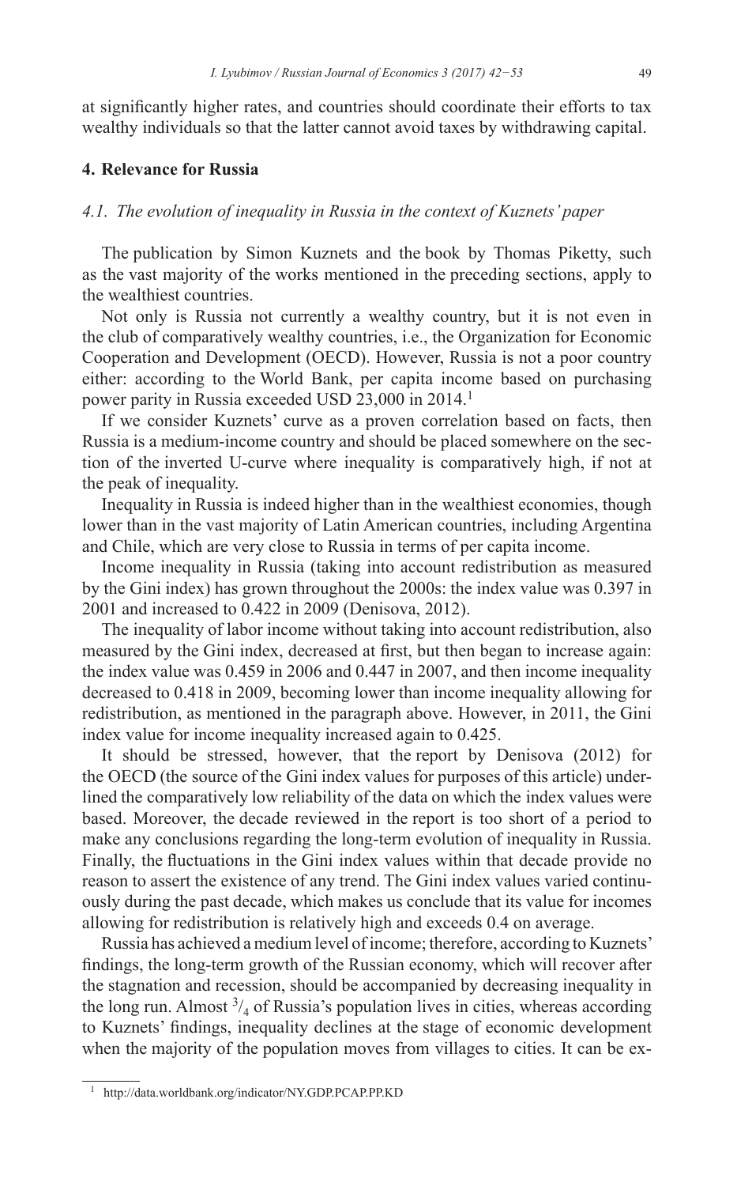at significantly higher rates, and countries should coordinate their efforts to tax wealthy individuals so that the latter cannot avoid taxes by withdrawing capital.

## 4. Relevance for Russia

### *4.1. The evolution of inequality in Russia in the context of Kuznets' paper*

The publication by Simon Kuznets and the book by Thomas Piketty, such as the vast majority of the works mentioned in the preceding sections, apply to the wealthiest countries.

Not only is Russia not currently a wealthy country, but it is not even in the club of comparatively wealthy countries, i.e., the Organization for Economic Cooperation and Development (OECD). However, Russia is not a poor country either: according to the World Bank, per capita income based on purchasing power parity in Russia exceeded USD 23,000 in 2014.[1]

If we consider Kuznets' curve as a proven correlation based on facts, then Russia is a medium-income country and should be placed somewhere on the section of the inverted U-curve where inequality is comparatively high, if not at the peak of inequality.

Inequality in Russia is indeed higher than in the wealthiest economies, though lower than in the vast majority of Latin American countries, including Argentina and Chile, which are very close to Russia in terms of per capita income.

Income inequality in Russia (taking into account redistribution as measured by the Gini index) has grown throughout the 2000s: the index value was 0.397 in 2001 and increased to 0.422 in 2009 (Denisova, 2012).

The inequality of labor income without taking into account redistribution, also measured by the Gini index, decreased at first, but then began to increase again: the index value was 0.459 in 2006 and 0.447 in 2007, and then income inequality decreased to 0.418 in 2009, becoming lower than income inequality allowing for redistribution, as mentioned in the paragraph above. However, in 2011, the Gini index value for income inequality increased again to 0.425.

It should be stressed, however, that the report by Denisova (2012) for the OECD (the source of the Gini index values for purposes of this article) underlined the comparatively low reliability of the data on which the index values were based. Moreover, the decade reviewed in the report is too short of a period to make any conclusions regarding the long-term evolution of inequality in Russia. Finally, the fluctuations in the Gini index values within that decade provide no reason to assert the existence of any trend. The Gini index values varied continuously during the past decade, which makes us conclude that its value for incomes allowing for redistribution is relatively high and exceeds 0.4 on average.

Russia has achieved a medium level of income; therefore, according to Kuznets' findings, the long-term growth of the Russian economy, which will recover after the stagnation and recession, should be accompanied by decreasing inequality in the long run. Almost $^{3}/_{4}$ of Russia's population lives in cities, whereas according to Kuznets' findings, inequality declines at the stage of economic development when the majority of the population moves from villages to cities. It can be ex-

[1] http://data.worldbank.org/indicator/NY.GDP.PCAP.PP.KD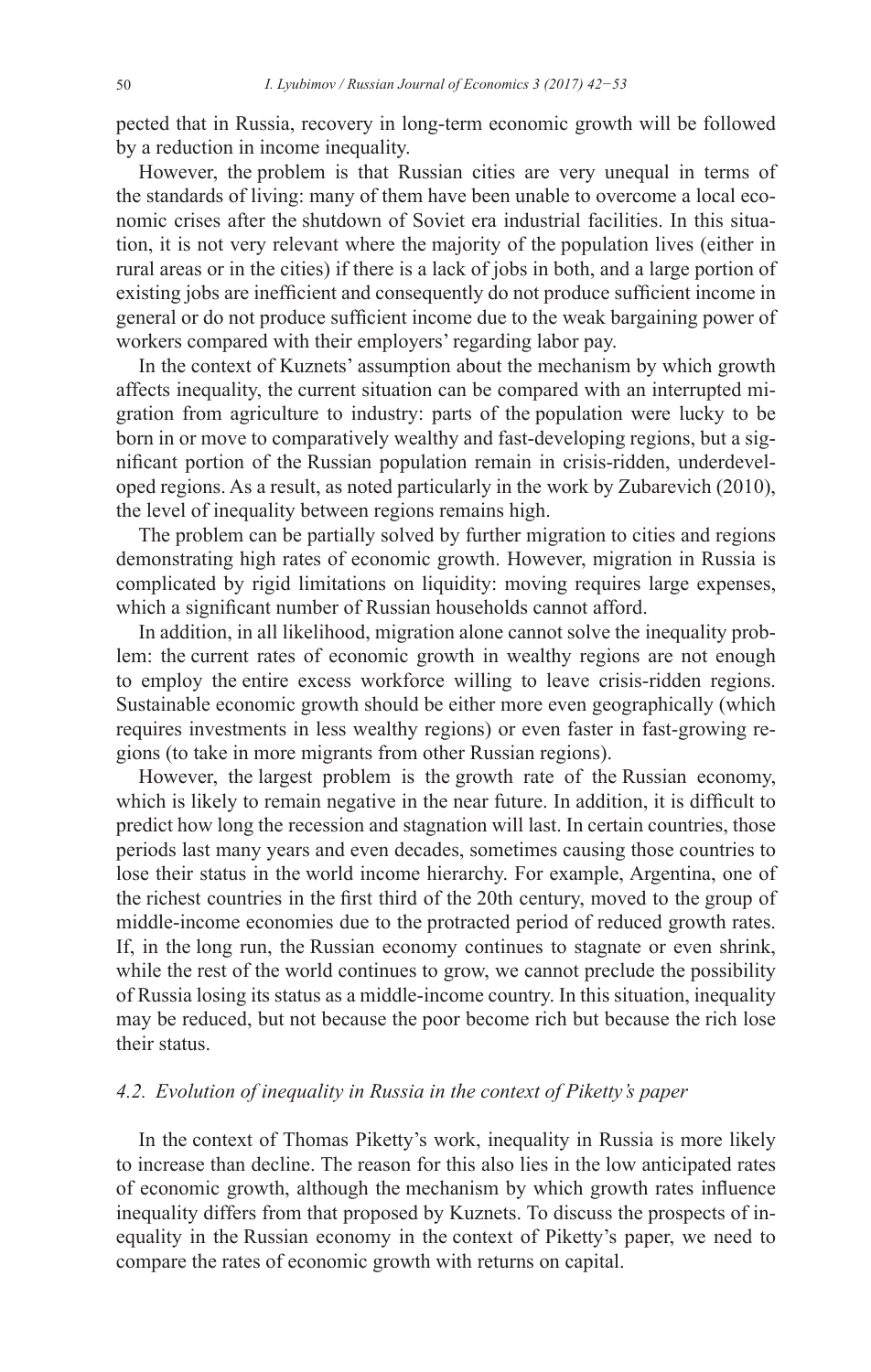pected that in Russia, recovery in long-term economic growth will be followed by a reduction in income inequality.

However, the problem is that Russian cities are very unequal in terms of the standards of living: many of them have been unable to overcome a local economic crises after the shutdown of Soviet era industrial facilities. In this situation, it is not very relevant where the majority of the population lives (either in rural areas or in the cities) if there is a lack of jobs in both, and a large portion of existing jobs are inefficient and consequently do not produce sufficient income in general or do not produce sufficient income due to the weak bargaining power of workers compared with their employers' regarding labor pay.

In the context of Kuznets' assumption about the mechanism by which growth affects inequality, the current situation can be compared with an interrupted migration from agriculture to industry: parts of the population were lucky to be born in or move to comparatively wealthy and fast-developing regions, but a significant portion of the Russian population remain in crisis-ridden, underdeveloped regions. As a result, as noted particularly in the work by Zubarevich (2010), the level of inequality between regions remains high.

The problem can be partially solved by further migration to cities and regions demonstrating high rates of economic growth. However, migration in Russia is complicated by rigid limitations on liquidity: moving requires large expenses, which a significant number of Russian households cannot afford.

In addition, in all likelihood, migration alone cannot solve the inequality problem: the current rates of economic growth in wealthy regions are not enough to employ the entire excess workforce willing to leave crisis-ridden regions. Sustainable economic growth should be either more even geographically (which requires investments in less wealthy regions) or even faster in fast-growing regions (to take in more migrants from other Russian regions).

However, the largest problem is the growth rate of the Russian economy, which is likely to remain negative in the near future. In addition, it is difficult to predict how long the recession and stagnation will last. In certain countries, those periods last many years and even decades, sometimes causing those countries to lose their status in the world income hierarchy. For example, Argentina, one of the richest countries in the first third of the 20th century, moved to the group of middle-income economies due to the protracted period of reduced growth rates. If, in the long run, the Russian economy continues to stagnate or even shrink, while the rest of the world continues to grow, we cannot preclude the possibility of Russia losing its status as a middle-income country. In this situation, inequality may be reduced, but not because the poor become rich but because the rich lose their status.

### *4.2. Evolution of inequality in Russia in the context of Piketty's paper*

In the context of Thomas Piketty's work, inequality in Russia is more likely to increase than decline. The reason for this also lies in the low anticipated rates of economic growth, although the mechanism by which growth rates influence inequality differs from that proposed by Kuznets. To discuss the prospects of inequality in the Russian economy in the context of Piketty's paper, we need to compare the rates of economic growth with returns on capital.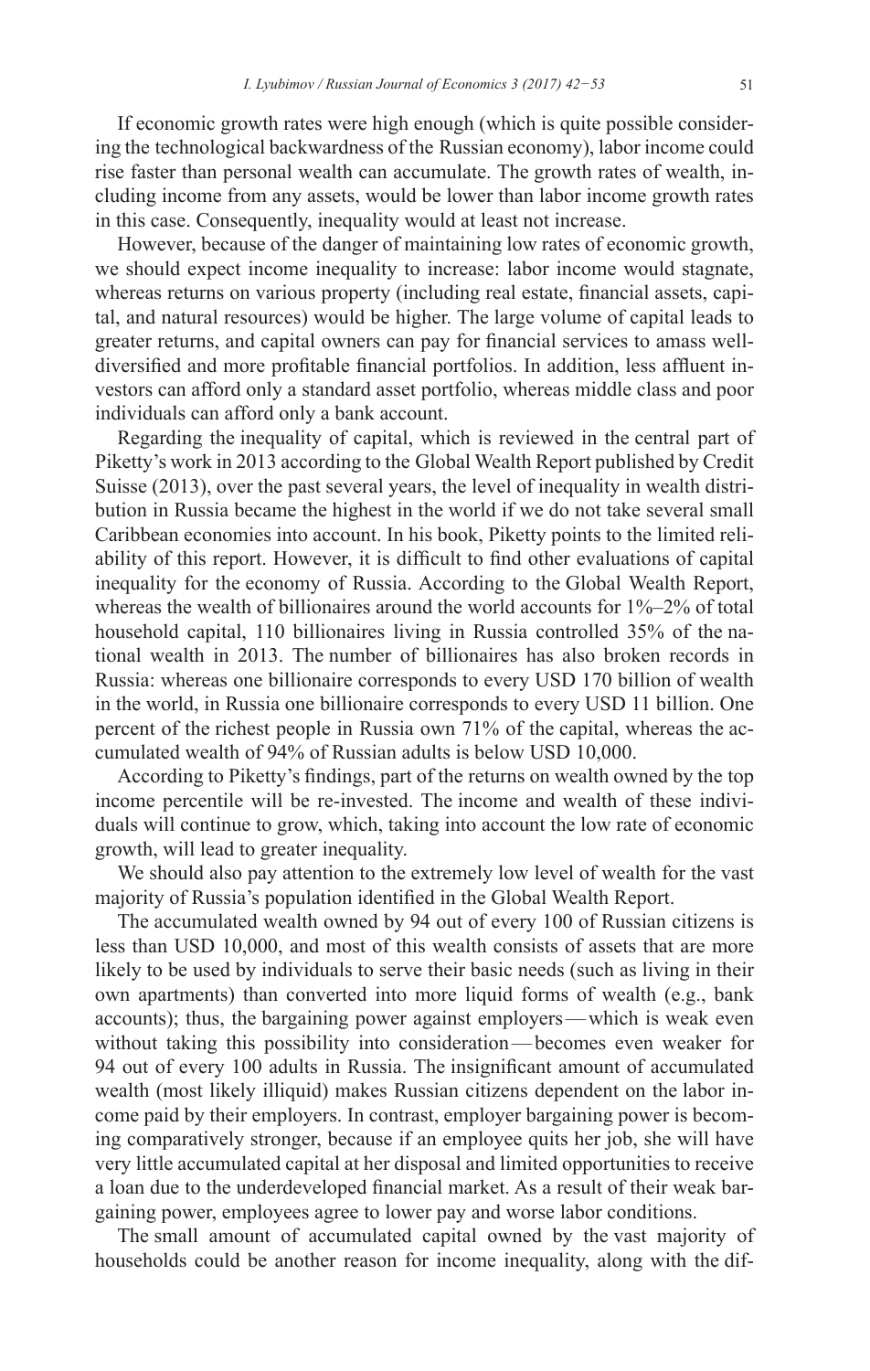If economic growth rates were high enough (which is quite possible considering the technological backwardness of the Russian economy), labor income could rise faster than personal wealth can accumulate. The growth rates of wealth, including income from any assets, would be lower than labor income growth rates in this case. Consequently, inequality would at least not increase.

However, because of the danger of maintaining low rates of economic growth, we should expect income inequality to increase: labor income would stagnate, whereas returns on various property (including real estate, financial assets, capital, and natural resources) would be higher. The large volume of capital leads to greater returns, and capital owners can pay for financial services to amass well-diversified and more profitable financial portfolios. In addition, less affluent investors can afford only a standard asset portfolio, whereas middle class and poor individuals can afford only a bank account.

Regarding the inequality of capital, which is reviewed in the central part of Piketty's work in 2013 according to the Global Wealth Report published by Credit Suisse (2013), over the past several years, the level of inequality in wealth distribution in Russia became the highest in the world if we do not take several small Caribbean economies into account. In his book, Piketty points to the limited reliability of this report. However, it is difficult to find other evaluations of capital inequality for the economy of Russia. According to the Global Wealth Report, whereas the wealth of billionaires around the world accounts for 1%–2% of total household capital, 110 billionaires living in Russia controlled 35% of the national wealth in 2013. The number of billionaires has also broken records in Russia: whereas one billionaire corresponds to every USD 170 billion of wealth in the world, in Russia one billionaire corresponds to every USD 11 billion. One percent of the richest people in Russia own 71% of the capital, whereas the accumulated wealth of 94% of Russian adults is below USD 10,000.

According to Piketty's findings, part of the returns on wealth owned by the top income percentile will be re-invested. The income and wealth of these individuals will continue to grow, which, taking into account the low rate of economic growth, will lead to greater inequality.

We should also pay attention to the extremely low level of wealth for the vast majority of Russia's population identified in the Global Wealth Report.

The accumulated wealth owned by 94 out of every 100 of Russian citizens is less than USD 10,000, and most of this wealth consists of assets that are more likely to be used by individuals to serve their basic needs (such as living in their own apartments) than converted into more liquid forms of wealth (e.g., bank accounts); thus, the bargaining power against employers — which is weak even without taking this possibility into consideration — becomes even weaker for 94 out of every 100 adults in Russia. The insignificant amount of accumulated wealth (most likely illiquid) makes Russian citizens dependent on the labor income paid by their employers. In contrast, employer bargaining power is becoming comparatively stronger, because if an employee quits her job, she will have very little accumulated capital at her disposal and limited opportunities to receive a loan due to the underdeveloped financial market. As a result of their weak bargaining power, employees agree to lower pay and worse labor conditions.

The small amount of accumulated capital owned by the vast majority of households could be another reason for income inequality, along with the dif-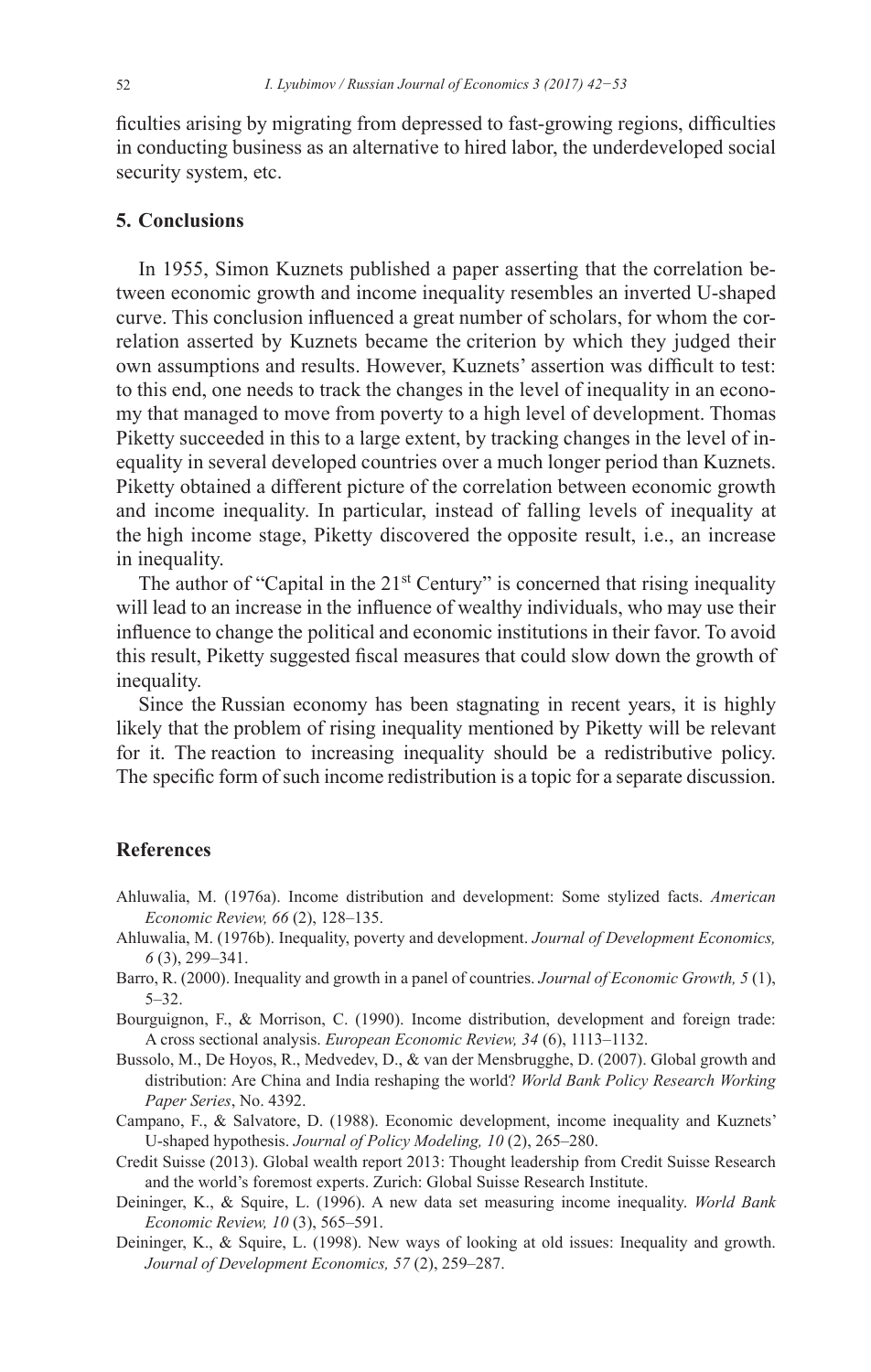ficulties arising by migrating from depressed to fast-growing regions, difficulties in conducting business as an alternative to hired labor, the underdeveloped social security system, etc.

## 5. Conclusions

In 1955, Simon Kuznets published a paper asserting that the correlation between economic growth and income inequality resembles an inverted U-shaped curve. This conclusion influenced a great number of scholars, for whom the correlation asserted by Kuznets became the criterion by which they judged their own assumptions and results. However, Kuznets' assertion was difficult to test: to this end, one needs to track the changes in the level of inequality in an economy that managed to move from poverty to a high level of development. Thomas Piketty succeeded in this to a large extent, by tracking changes in the level of inequality in several developed countries over a much longer period than Kuznets. Piketty obtained a different picture of the correlation between economic growth and income inequality. In particular, instead of falling levels of inequality at the high income stage, Piketty discovered the opposite result, i.e., an increase in inequality.

The author of "Capital in the 21st Century" is concerned that rising inequality will lead to an increase in the influence of wealthy individuals, who may use their influence to change the political and economic institutions in their favor. To avoid this result, Piketty suggested fiscal measures that could slow down the growth of inequality.

Since the Russian economy has been stagnating in recent years, it is highly likely that the problem of rising inequality mentioned by Piketty will be relevant for it. The reaction to increasing inequality should be a redistributive policy. The specific form of such income redistribution is a topic for a separate discussion.

## References

Ahluwalia, M. (1976a). Income distribution and development: Some stylized facts. *American Economic Review, 66* (2), 128–135.

Ahluwalia, M. (1976b). Inequality, poverty and development. *Journal of Development Economics, 6* (3), 299–341.

Barro, R. (2000). Inequality and growth in a panel of countries. *Journal of Economic Growth, 5* (1), 5–32.

Bourguignon, F., & Morrison, C. (1990). Income distribution, development and foreign trade: A cross sectional analysis. *European Economic Review, 34* (6), 1113–1132.

Bussolo, M., De Hoyos, R., Medvedev, D., & van der Mensbrugghe, D. (2007). Global growth and distribution: Are China and India reshaping the world? *World Bank Policy Research Working Paper Series*, No. 4392.

Campano, F., & Salvatore, D. (1988). Economic development, income inequality and Kuznets' U-shaped hypothesis. *Journal of Policy Modeling, 10* (2), 265–280.

Credit Suisse (2013). Global wealth report 2013: Thought leadership from Credit Suisse Research and the world's foremost experts. Zurich: Global Suisse Research Institute.

Deininger, K., & Squire, L. (1996). A new data set measuring income inequality. *World Bank Economic Review, 10* (3), 565–591.

Deininger, K., & Squire, L. (1998). New ways of looking at old issues: Inequality and growth. *Journal of Development Economics, 57* (2), 259–287.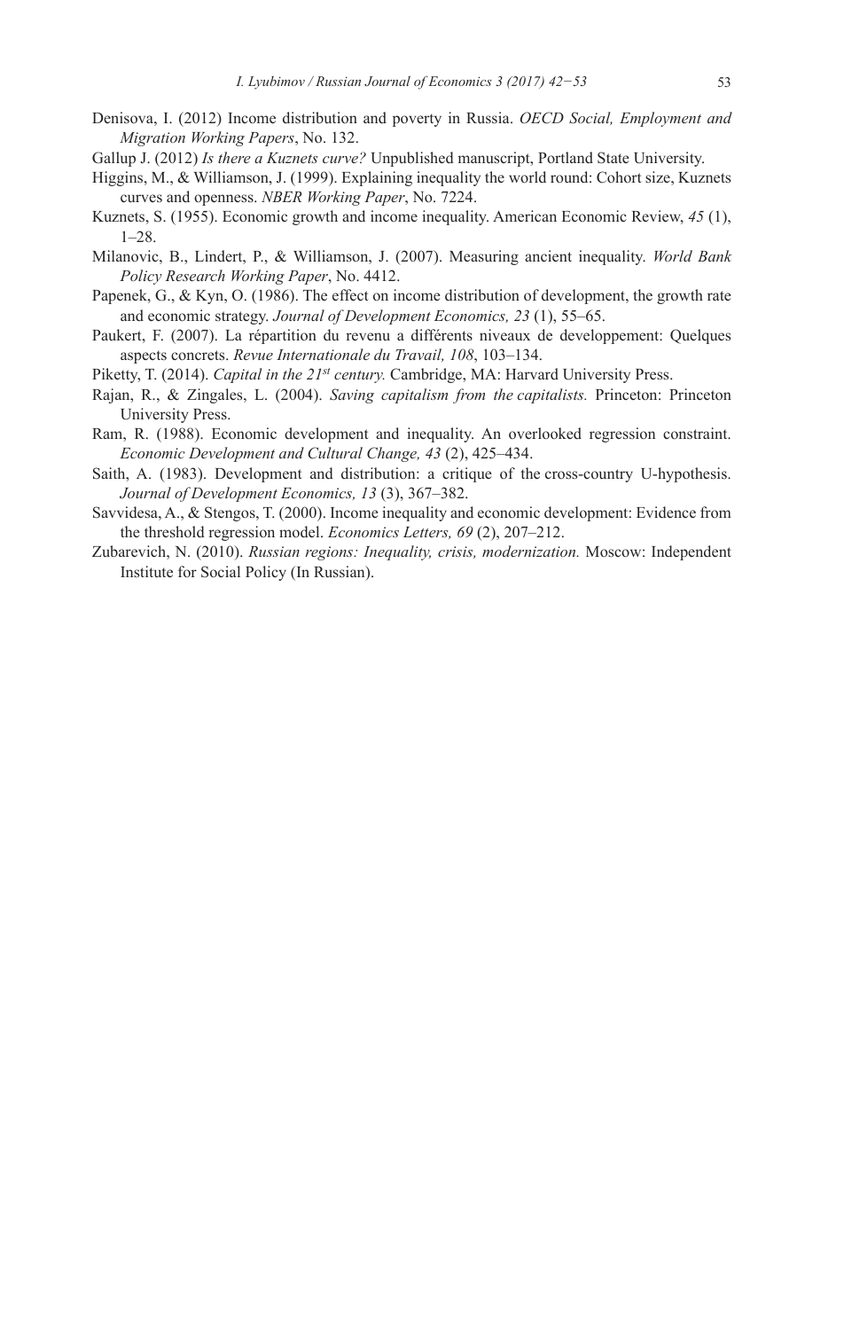Denisova, I. (2012) Income distribution and poverty in Russia. *OECD Social, Employment and Migration Working Papers*, No. 132.

Gallup J. (2012) *Is there a Kuznets curve?* Unpublished manuscript, Portland State University.

Higgins, M., & Williamson, J. (1999). Explaining inequality the world round: Cohort size, Kuznets curves and openness. *NBER Working Paper*, No. 7224.

Kuznets, S. (1955). Economic growth and income inequality. American Economic Review, *45* (1), 1–28.

Milanovic, B., Lindert, P., & Williamson, J. (2007). Measuring ancient inequality. *World Bank Policy Research Working Paper*, No. 4412.

Papenek, G., & Kyn, O. (1986). The effect on income distribution of development, the growth rate and economic strategy. *Journal of Development Economics, 23* (1), 55–65.

Paukert, F. (2007). La répartition du revenu a différents niveaux de developpement: Quelques aspects concrets. *Revue Internationale du Travail, 108*, 103–134.

Piketty, T. (2014). *Capital in the 21st century.* Cambridge, MA: Harvard University Press.

Rajan, R., & Zingales, L. (2004). *Saving capitalism from the capitalists.* Princeton: Princeton University Press.

Ram, R. (1988). Economic development and inequality. An overlooked regression constraint. *Economic Development and Cultural Change, 43* (2), 425–434.

Saith, A. (1983). Development and distribution: a critique of the cross-country U-hypothesis. *Journal of Development Economics, 13* (3), 367–382.

Savvidesa, A., & Stengos, T. (2000). Income inequality and economic development: Evidence from the threshold regression model. *Economics Letters, 69* (2), 207–212.

Zubarevich, N. (2010). *Russian regions: Inequality, crisis, modernization.* Moscow: Independent Institute for Social Policy (In Russian).